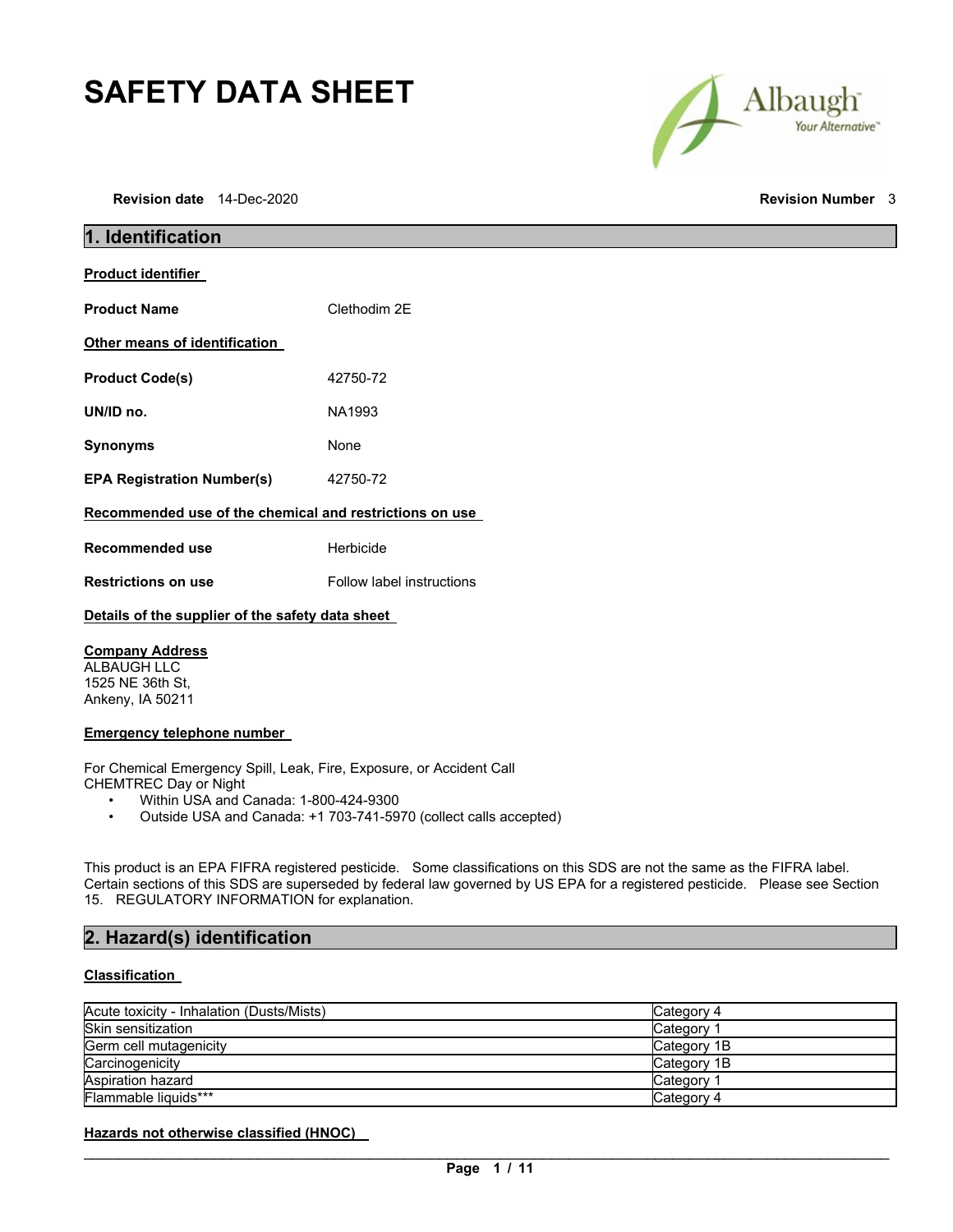# SAFETY DATA SHEET

**Revision date** 14-Dec-2020 **Revision Number** 3

## 1. Identification

**Product identifier**

**Product Name** Clethodim 2E

**Other means of identification**

**Product Code(s)** 42750-72

**UN/ID no.** NA1993

**Synonyms** None

**EPA Registration Number(s)** 42750-72

**Recommended use of the chemical and restrictions on use**

**Recommended use** Herbicide

**Restrictions on use** Follow label instructions

**Details of the supplier of the safety data sheet**

**Company Address**
ALBAUGH LLC
1525 NE 36th St,
Ankeny, IA 50211

**Emergency telephone number**

For Chemical Emergency Spill, Leak, Fire, Exposure, or Accident Call
CHEMTREC Day or Night

- Within USA and Canada: 1-800-424-9300
- Outside USA and Canada: +1 703-741-5970 (collect calls accepted)

This product is an EPA FIFRA registered pesticide. Some classifications on this SDS are not the same as the FIFRA label. Certain sections of this SDS are superseded by federal law governed by US EPA for a registered pesticide. Please see Section 15. REGULATORY INFORMATION for explanation.

## 2. Hazard(s) identification

**Classification**

| Hazard | Category |
| --- | --- |
| Acute toxicity - Inhalation (Dusts/Mists) | Category 4 |
| Skin sensitization | Category 1 |
| Germ cell mutagenicity | Category 1B |
| Carcinogenicity | Category 1B |
| Aspiration hazard | Category 1 |
| Flammable liquids*** | Category 4 |

**Hazards not otherwise classified (HNOC)**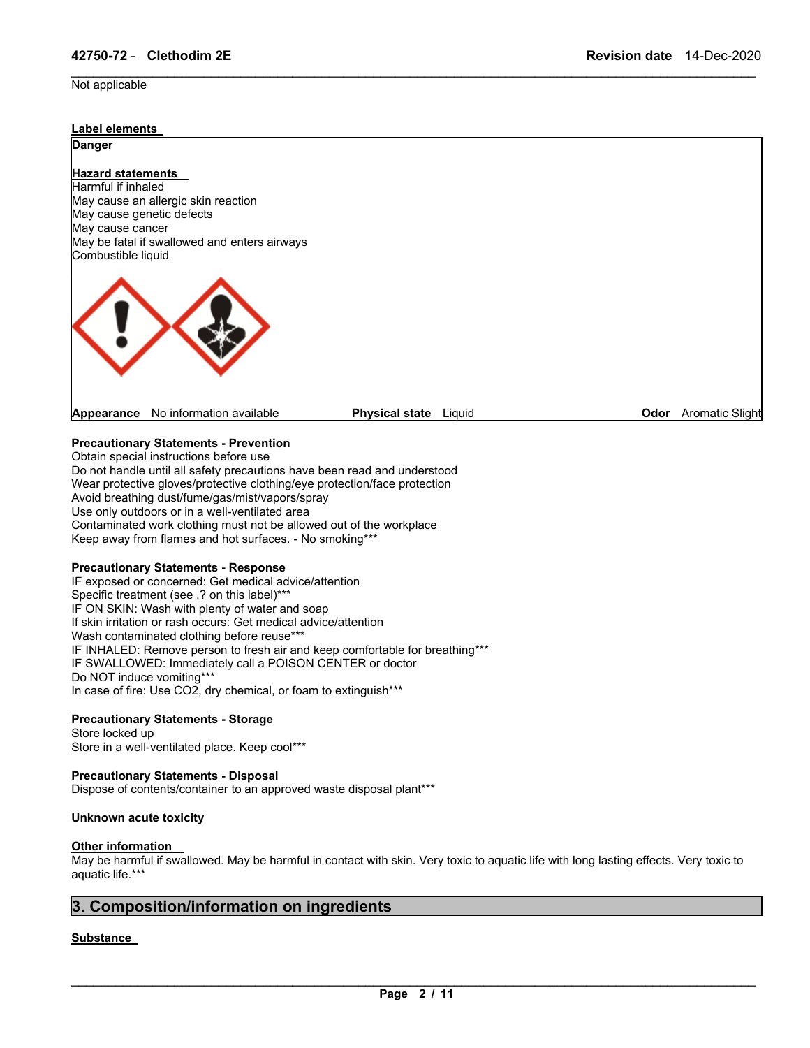Not applicable

**Label elements**

**Danger**

**Hazard statements**

Harmful if inhaled
May cause an allergic skin reaction
May cause genetic defects
May cause cancer
May be fatal if swallowed and enters airways
Combustible liquid

**Appearance** No information available **Physical state** Liquid **Odor** Aromatic Slight

**Precautionary Statements - Prevention**

Obtain special instructions before use
Do not handle until all safety precautions have been read and understood
Wear protective gloves/protective clothing/eye protection/face protection
Avoid breathing dust/fume/gas/mist/vapors/spray
Use only outdoors or in a well-ventilated area
Contaminated work clothing must not be allowed out of the workplace
Keep away from flames and hot surfaces. - No smoking***

**Precautionary Statements - Response**

IF exposed or concerned: Get medical advice/attention
Specific treatment (see .? on this label)***
IF ON SKIN: Wash with plenty of water and soap
If skin irritation or rash occurs: Get medical advice/attention
Wash contaminated clothing before reuse***
IF INHALED: Remove person to fresh air and keep comfortable for breathing***
IF SWALLOWED: Immediately call a POISON CENTER or doctor
Do NOT induce vomiting***
In case of fire: Use CO2, dry chemical, or foam to extinguish***

**Precautionary Statements - Storage**

Store locked up
Store in a well-ventilated place. Keep cool***

**Precautionary Statements - Disposal**

Dispose of contents/container to an approved waste disposal plant***

**Unknown acute toxicity**

**Other information**

May be harmful if swallowed. May be harmful in contact with skin. Very toxic to aquatic life with long lasting effects. Very toxic to aquatic life.***

## 3. Composition/information on ingredients

**Substance**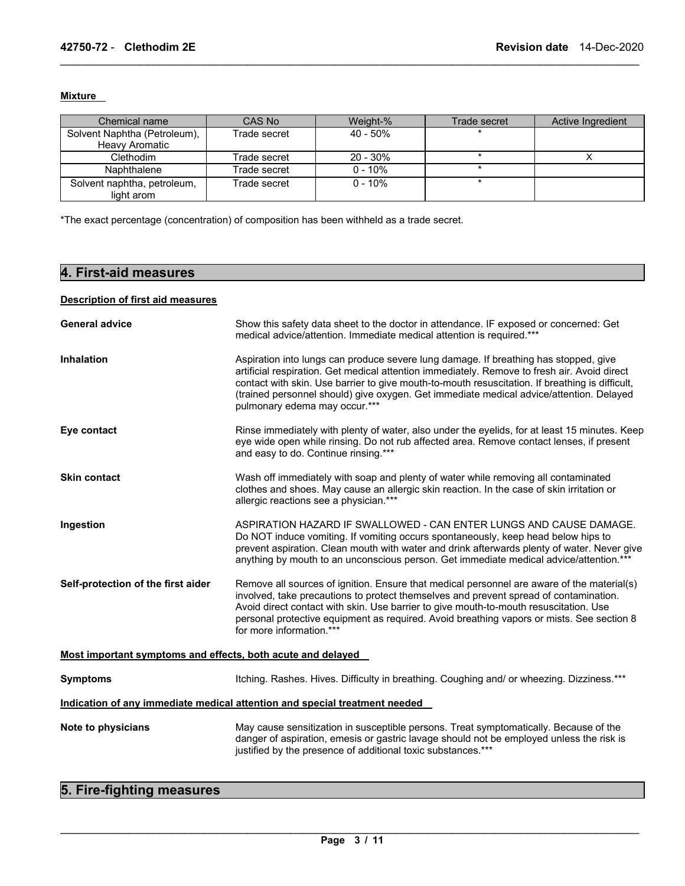**Mixture**

| Chemical name | CAS No | Weight-% | Trade secret | Active Ingredient |
|---|---|---|---|---|
| Solvent Naphtha (Petroleum), Heavy Aromatic | Trade secret | 40 - 50% | * | |
| Clethodim | Trade secret | 20 - 30% | * | X |
| Naphthalene | Trade secret | 0 - 10% | * | |
| Solvent naphtha, petroleum, light arom | Trade secret | 0 - 10% | * | |

*The exact percentage (concentration) of composition has been withheld as a trade secret.

## 4. First-aid measures

**Description of first aid measures**

**General advice**
Show this safety data sheet to the doctor in attendance. IF exposed or concerned: Get medical advice/attention. Immediate medical attention is required.***

**Inhalation**
Aspiration into lungs can produce severe lung damage. If breathing has stopped, give artificial respiration. Get medical attention immediately. Remove to fresh air. Avoid direct contact with skin. Use barrier to give mouth-to-mouth resuscitation. If breathing is difficult, (trained personnel should) give oxygen. Get immediate medical advice/attention. Delayed pulmonary edema may occur.***

**Eye contact**
Rinse immediately with plenty of water, also under the eyelids, for at least 15 minutes. Keep eye wide open while rinsing. Do not rub affected area. Remove contact lenses, if present and easy to do. Continue rinsing.***

**Skin contact**
Wash off immediately with soap and plenty of water while removing all contaminated clothes and shoes. May cause an allergic skin reaction. In the case of skin irritation or allergic reactions see a physician.***

**Ingestion**
ASPIRATION HAZARD IF SWALLOWED - CAN ENTER LUNGS AND CAUSE DAMAGE. Do NOT induce vomiting. If vomiting occurs spontaneously, keep head below hips to prevent aspiration. Clean mouth with water and drink afterwards plenty of water. Never give anything by mouth to an unconscious person. Get immediate medical advice/attention.***

**Self-protection of the first aider**
Remove all sources of ignition. Ensure that medical personnel are aware of the material(s) involved, take precautions to protect themselves and prevent spread of contamination. Avoid direct contact with skin. Use barrier to give mouth-to-mouth resuscitation. Use personal protective equipment as required. Avoid breathing vapors or mists. See section 8 for more information.***

**Most important symptoms and effects, both acute and delayed**

**Symptoms**
Itching. Rashes. Hives. Difficulty in breathing. Coughing and/ or wheezing. Dizziness.***

**Indication of any immediate medical attention and special treatment needed**

**Note to physicians**
May cause sensitization in susceptible persons. Treat symptomatically. Because of the danger of aspiration, emesis or gastric lavage should not be employed unless the risk is justified by the presence of additional toxic substances.***

## 5. Fire-fighting measures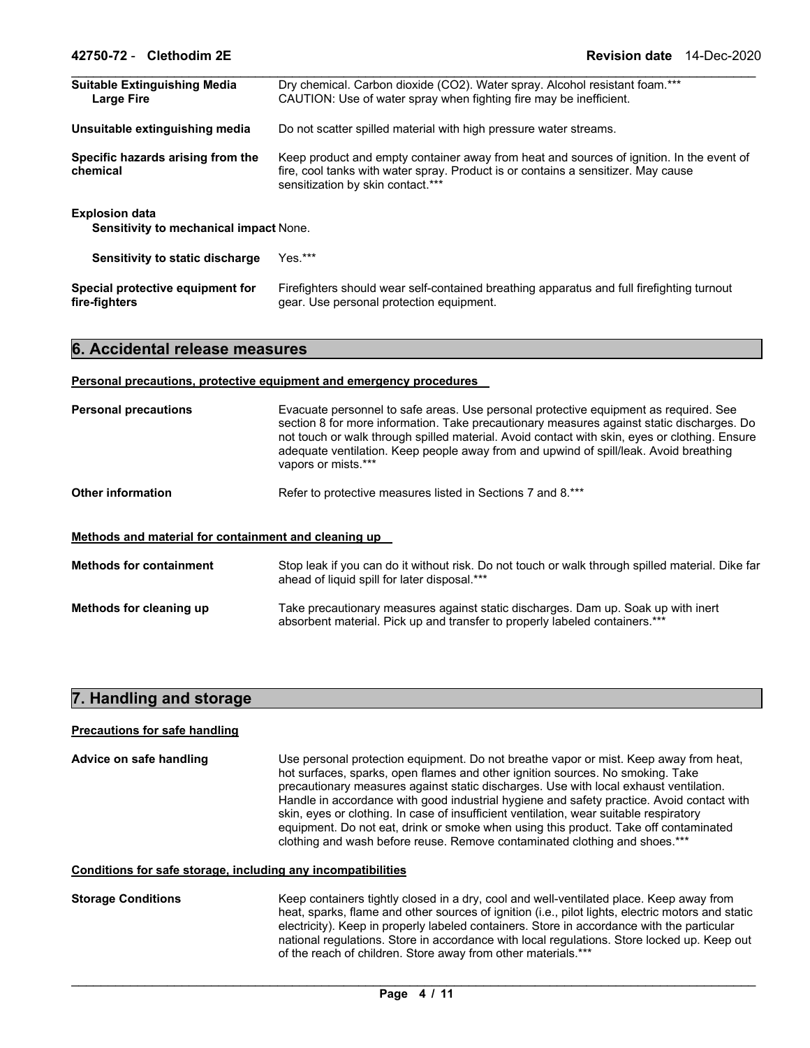| | |
|---|---|
| **Suitable Extinguishing Media Large Fire** | Dry chemical. Carbon dioxide ($CO_2$). Water spray. Alcohol resistant foam.*** CAUTION: Use of water spray when fighting fire may be inefficient. |
| **Unsuitable extinguishing media** | Do not scatter spilled material with high pressure water streams. |
| **Specific hazards arising from the chemical** | Keep product and empty container away from heat and sources of ignition. In the event of fire, cool tanks with water spray. Product is or contains a sensitizer. May cause sensitization by skin contact.*** |

**Explosion data**

| | |
|---|---|
| **Sensitivity to mechanical impact** | None. |
| **Sensitivity to static discharge** | Yes.*** |

| | |
|---|---|
| **Special protective equipment for fire-fighters** | Firefighters should wear self-contained breathing apparatus and full firefighting turnout gear. Use personal protection equipment. |

## 6. Accidental release measures

### Personal precautions, protective equipment and emergency procedures

| | |
|---|---|
| **Personal precautions** | Evacuate personnel to safe areas. Use personal protective equipment as required. See section 8 for more information. Take precautionary measures against static discharges. Do not touch or walk through spilled material. Avoid contact with skin, eyes or clothing. Ensure adequate ventilation. Keep people away from and upwind of spill/leak. Avoid breathing vapors or mists.*** |
| **Other information** | Refer to protective measures listed in Sections 7 and 8.*** |

### Methods and material for containment and cleaning up

| | |
|---|---|
| **Methods for containment** | Stop leak if you can do it without risk. Do not touch or walk through spilled material. Dike far ahead of liquid spill for later disposal.*** |
| **Methods for cleaning up** | Take precautionary measures against static discharges. Dam up. Soak up with inert absorbent material. Pick up and transfer to properly labeled containers.*** |

## 7. Handling and storage

### Precautions for safe handling

| | |
|---|---|
| **Advice on safe handling** | Use personal protection equipment. Do not breathe vapor or mist. Keep away from heat, hot surfaces, sparks, open flames and other ignition sources. No smoking. Take precautionary measures against static discharges. Use with local exhaust ventilation. Handle in accordance with good industrial hygiene and safety practice. Avoid contact with skin, eyes or clothing. In case of insufficient ventilation, wear suitable respiratory equipment. Do not eat, drink or smoke when using this product. Take off contaminated clothing and wash before reuse. Remove contaminated clothing and shoes.*** |

### Conditions for safe storage, including any incompatibilities

| | |
|---|---|
| **Storage Conditions** | Keep containers tightly closed in a dry, cool and well-ventilated place. Keep away from heat, sparks, flame and other sources of ignition (i.e., pilot lights, electric motors and static electricity). Keep in properly labeled containers. Store in accordance with the particular national regulations. Store in accordance with local regulations. Store locked up. Keep out of the reach of children. Store away from other materials.*** |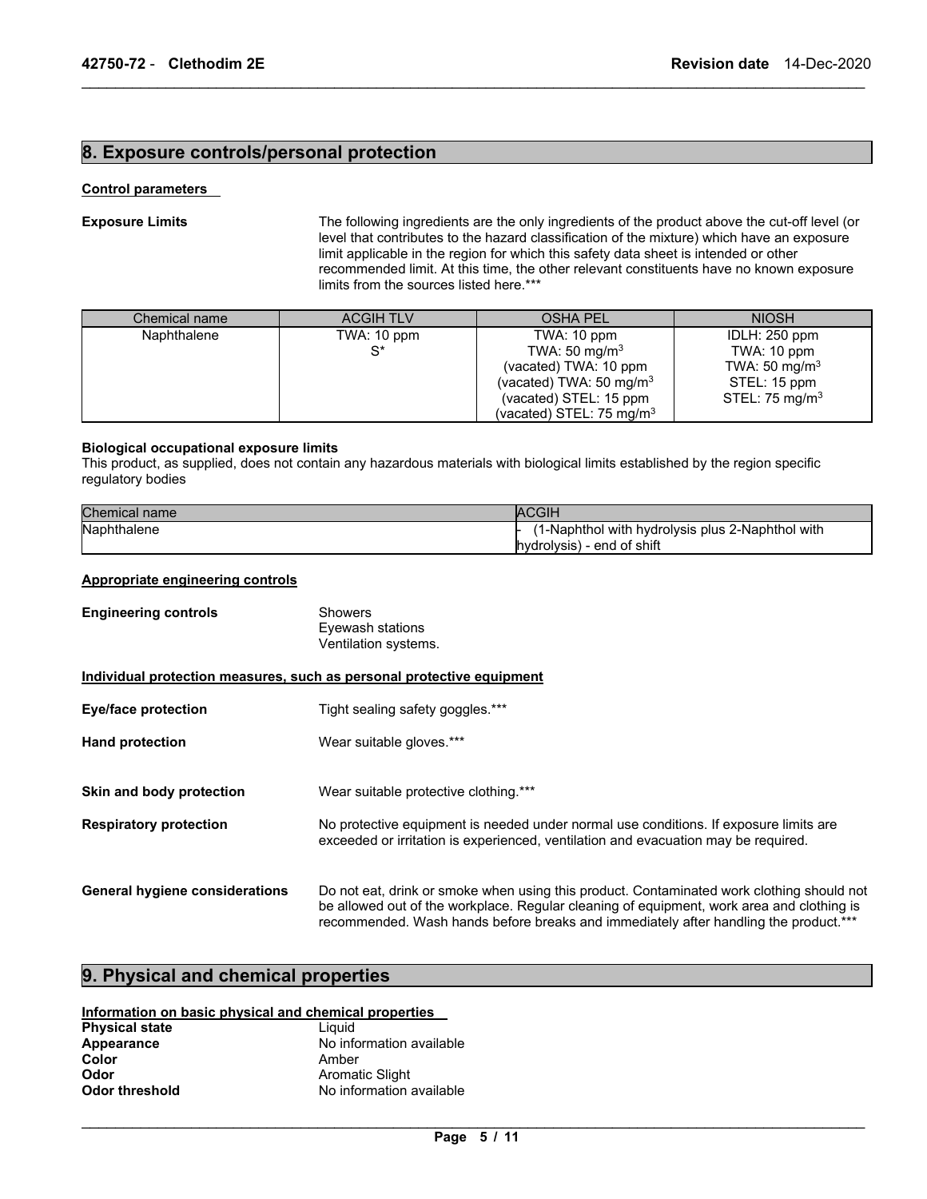## 8. Exposure controls/personal protection

### Control parameters

**Exposure Limits**

The following ingredients are the only ingredients of the product above the cut-off level (or level that contributes to the hazard classification of the mixture) which have an exposure limit applicable in the region for which this safety data sheet is intended or other recommended limit. At this time, the other relevant constituents have no known exposure limits from the sources listed here.***

| Chemical name | ACGIH TLV | OSHA PEL | NIOSH |
|---|---|---|---|
| Naphthalene | TWA: 10 ppm<br>S* | TWA: 10 ppm<br>TWA: 50 mg/m$^3$<br>(vacated) TWA: 10 ppm<br>(vacated) TWA: 50 mg/m$^3$<br>(vacated) STEL: 15 ppm<br>(vacated) STEL: 75 mg/m$^3$ | IDLH: 250 ppm<br>TWA: 10 ppm<br>TWA: 50 mg/m$^3$<br>STEL: 15 ppm<br>STEL: 75 mg/m$^3$ |

**Biological occupational exposure limits**

This product, as supplied, does not contain any hazardous materials with biological limits established by the region specific regulatory bodies

| Chemical name | ACGIH |
|---|---|
| Naphthalene | - (1-Naphthol with hydrolysis plus 2-Naphthol with hydrolysis) - end of shift |

### Appropriate engineering controls

**Engineering controls**

Showers
Eyewash stations
Ventilation systems.

### Individual protection measures, such as personal protective equipment

**Eye/face protection** Tight sealing safety goggles.***

**Hand protection** Wear suitable gloves.***

**Skin and body protection** Wear suitable protective clothing.***

**Respiratory protection** No protective equipment is needed under normal use conditions. If exposure limits are exceeded or irritation is experienced, ventilation and evacuation may be required.

**General hygiene considerations** Do not eat, drink or smoke when using this product. Contaminated work clothing should not be allowed out of the workplace. Regular cleaning of equipment, work area and clothing is recommended. Wash hands before breaks and immediately after handling the product.***

## 9. Physical and chemical properties

### Information on basic physical and chemical properties

**Physical state** Liquid
**Appearance** No information available
**Color** Amber
**Odor** Aromatic Slight
**Odor threshold** No information available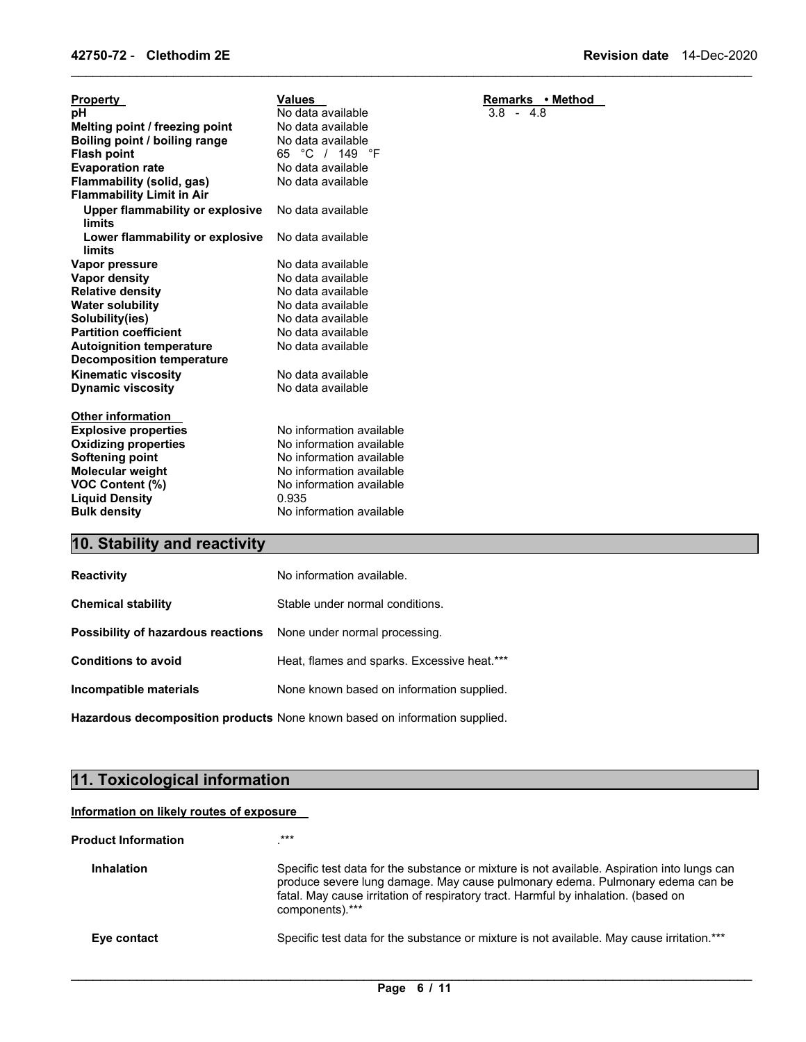| Property | Values | Remarks • Method |
|---|---|---|
| **pH** | No data available | 3.8 - 4.8 |
| **Melting point / freezing point** | No data available | |
| **Boiling point / boiling range** | No data available | |
| **Flash point** | 65 °C / 149 °F | |
| **Evaporation rate** | No data available | |
| **Flammability (solid, gas)** | No data available | |
| **Flammability Limit in Air** | | |
| **Upper flammability or explosive limits** | No data available | |
| **Lower flammability or explosive limits** | No data available | |
| **Vapor pressure** | No data available | |
| **Vapor density** | No data available | |
| **Relative density** | No data available | |
| **Water solubility** | No data available | |
| **Solubility(ies)** | No data available | |
| **Partition coefficient** | No data available | |
| **Autoignition temperature** | No data available | |
| **Decomposition temperature** | | |
| **Kinematic viscosity** | No data available | |
| **Dynamic viscosity** | No data available | |

**Other information**

| | |
|---|---|
| **Explosive properties** | No information available |
| **Oxidizing properties** | No information available |
| **Softening point** | No information available |
| **Molecular weight** | No information available |
| **VOC Content (%)** | No information available |
| **Liquid Density** | 0.935 |
| **Bulk density** | No information available |

## 10. Stability and reactivity

**Reactivity** No information available.

**Chemical stability** Stable under normal conditions.

**Possibility of hazardous reactions** None under normal processing.

**Conditions to avoid** Heat, flames and sparks. Excessive heat.***

**Incompatible materials** None known based on information supplied.

**Hazardous decomposition products** None known based on information supplied.

## 11. Toxicological information

**Information on likely routes of exposure**

**Product Information** .***

**Inhalation** Specific test data for the substance or mixture is not available. Aspiration into lungs can produce severe lung damage. May cause pulmonary edema. Pulmonary edema can be fatal. May cause irritation of respiratory tract. Harmful by inhalation. (based on components).***

**Eye contact** Specific test data for the substance or mixture is not available. May cause irritation.***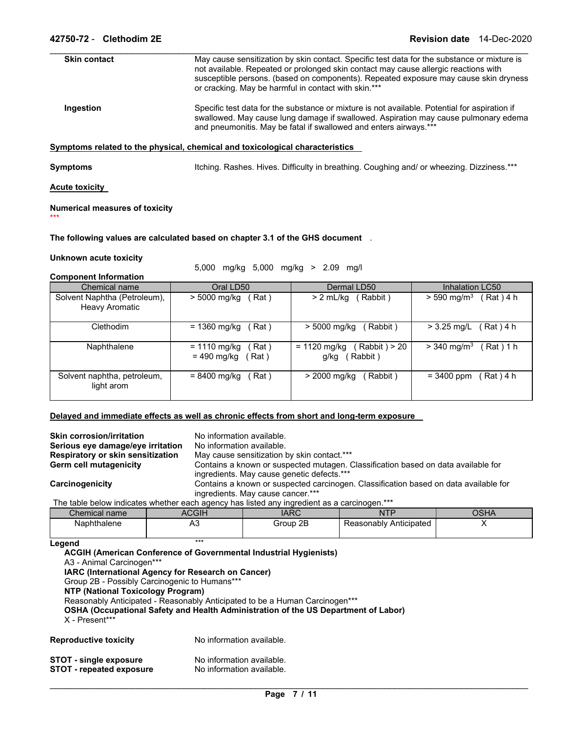| | |
|---|---|
| **Skin contact** | May cause sensitization by skin contact. Specific test data for the substance or mixture is not available. Repeated or prolonged skin contact may cause allergic reactions with susceptible persons. (based on components). Repeated exposure may cause skin dryness or cracking. May be harmful in contact with skin.*** |
| **Ingestion** | Specific test data for the substance or mixture is not available. Potential for aspiration if swallowed. May cause lung damage if swallowed. Aspiration may cause pulmonary edema and pneumonitis. May be fatal if swallowed and enters airways.*** |

**Symptoms related to the physical, chemical and toxicological characteristics**

**Symptoms** Itching. Rashes. Hives. Difficulty in breathing. Coughing and/ or wheezing. Dizziness.***

**Acute toxicity**

**Numerical measures of toxicity**
***

**The following values are calculated based on chapter 3.1 of the GHS document** .

**Unknown acute toxicity**

5,000 mg/kg 5,000 mg/kg > 2.09 mg/l

**Component Information**

| Chemical name | Oral LD50 | Dermal LD50 | Inhalation LC50 |
|---|---|---|---|
| Solvent Naphtha (Petroleum), Heavy Aromatic | > 5000 mg/kg ( Rat ) | > 2 mL/kg ( Rabbit ) | > 590 mg/m$^3$ ( Rat ) 4 h |
| Clethodim | = 1360 mg/kg ( Rat ) | > 5000 mg/kg ( Rabbit ) | > 3.25 mg/L ( Rat ) 4 h |
| Naphthalene | = 1110 mg/kg ( Rat ) = 490 mg/kg ( Rat ) | = 1120 mg/kg ( Rabbit ) > 20 g/kg ( Rabbit ) | > 340 mg/m$^3$ ( Rat ) 1 h |
| Solvent naphtha, petroleum, light arom | = 8400 mg/kg ( Rat ) | > 2000 mg/kg ( Rabbit ) | = 3400 ppm ( Rat ) 4 h |

**Delayed and immediate effects as well as chronic effects from short and long-term exposure**

| | |
|---|---|
| **Skin corrosion/irritation** | No information available. |
| **Serious eye damage/eye irritation** | No information available. |
| **Respiratory or skin sensitization** | May cause sensitization by skin contact.*** |
| **Germ cell mutagenicity** | Contains a known or suspected mutagen. Classification based on data available for ingredients. May cause genetic defects.*** |
| **Carcinogenicity** | Contains a known or suspected carcinogen. Classification based on data available for ingredients. May cause cancer.*** |

The table below indicates whether each agency has listed any ingredient as a carcinogen.***

| Chemical name | ACGIH | IARC | NTP | OSHA |
|---|---|---|---|---|
| Naphthalene | A3 | Group 2B | Reasonably Anticipated | X |

**Legend** ***

**ACGIH (American Conference of Governmental Industrial Hygienists)**
A3 - Animal Carcinogen***
**IARC (International Agency for Research on Cancer)**
Group 2B - Possibly Carcinogenic to Humans***
**NTP (National Toxicology Program)**
Reasonably Anticipated - Reasonably Anticipated to be a Human Carcinogen***
**OSHA (Occupational Safety and Health Administration of the US Department of Labor)**
X - Present***

| | |
|---|---|
| **Reproductive toxicity** | No information available. |
| **STOT - single exposure** | No information available. |
| **STOT - repeated exposure** | No information available. |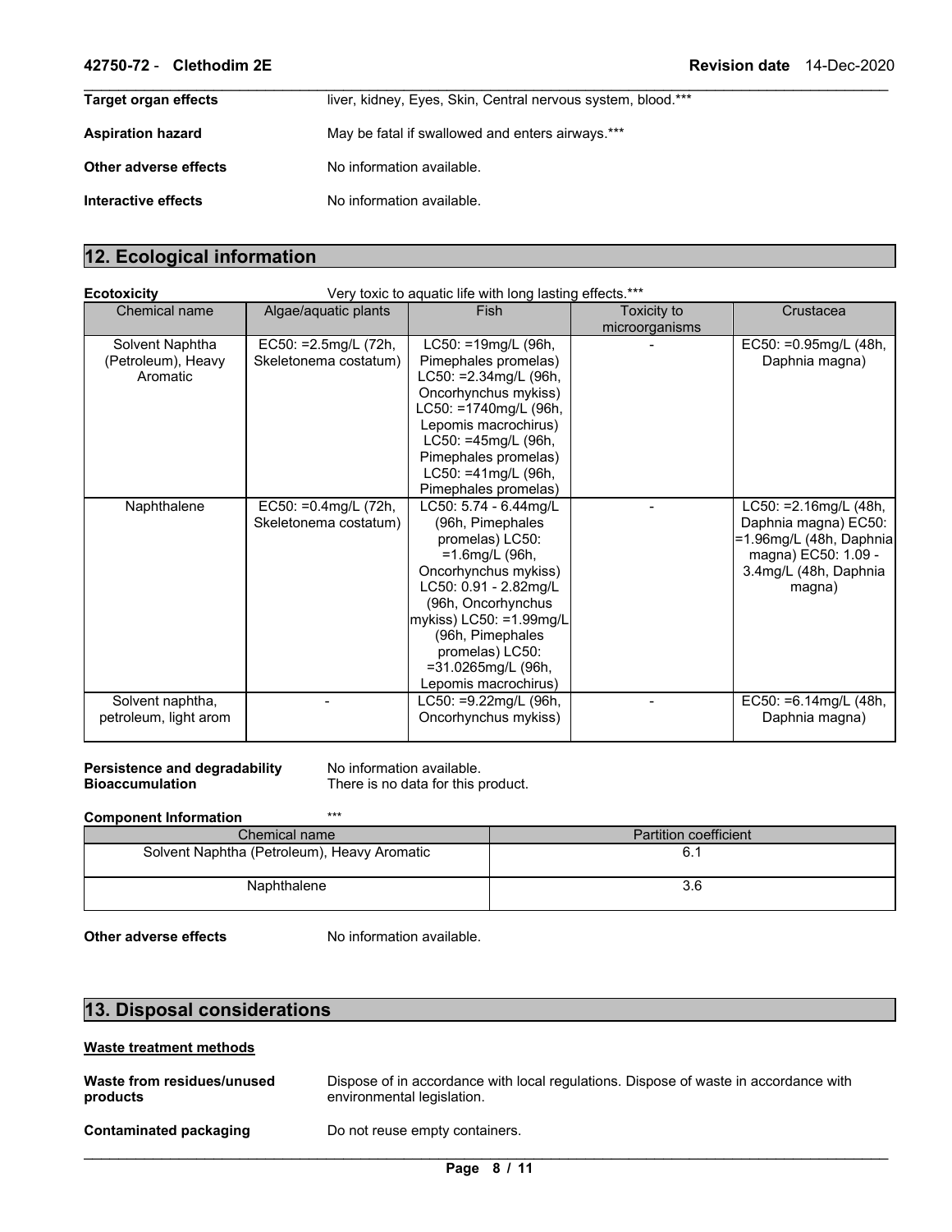**Target organ effects** liver, kidney, Eyes, Skin, Central nervous system, blood.***

**Aspiration hazard** May be fatal if swallowed and enters airways.***

**Other adverse effects** No information available.

**Interactive effects** No information available.

## 12. Ecological information

**Ecotoxicity** Very toxic to aquatic life with long lasting effects.***

| Chemical name | Algae/aquatic plants | Fish | Toxicity to microorganisms | Crustacea |
|---|---|---|---|---|
| Solvent Naphtha (Petroleum), Heavy Aromatic | EC50: =2.5mg/L (72h, Skeletonema costatum) | LC50: =19mg/L (96h, Pimephales promelas) LC50: =2.34mg/L (96h, Oncorhynchus mykiss) LC50: =1740mg/L (96h, Lepomis macrochirus) LC50: =45mg/L (96h, Pimephales promelas) LC50: =41mg/L (96h, Pimephales promelas) | - | EC50: =0.95mg/L (48h, Daphnia magna) |
| Naphthalene | EC50: =0.4mg/L (72h, Skeletonema costatum) | LC50: 5.74 - 6.44mg/L (96h, Pimephales promelas) LC50: =1.6mg/L (96h, Oncorhynchus mykiss) LC50: 0.91 - 2.82mg/L (96h, Oncorhynchus mykiss) LC50: =1.99mg/L (96h, Pimephales promelas) LC50: =31.0265mg/L (96h, Lepomis macrochirus) | - | LC50: =2.16mg/L (48h, Daphnia magna) EC50: =1.96mg/L (48h, Daphnia magna) EC50: 1.09 - 3.4mg/L (48h, Daphnia magna) |
| Solvent naphtha, petroleum, light arom | - | LC50: =9.22mg/L (96h, Oncorhynchus mykiss) | - | EC50: =6.14mg/L (48h, Daphnia magna) |

**Persistence and degradability** No information available.
**Bioaccumulation** There is no data for this product.

**Component Information** ***

| Chemical name | Partition coefficient |
|---|---|
| Solvent Naphtha (Petroleum), Heavy Aromatic | 6.1 |
| Naphthalene | 3.6 |

**Other adverse effects** No information available.

## 13. Disposal considerations

**Waste treatment methods**

**Waste from residues/unused products** Dispose of in accordance with local regulations. Dispose of waste in accordance with environmental legislation.

**Contaminated packaging** Do not reuse empty containers.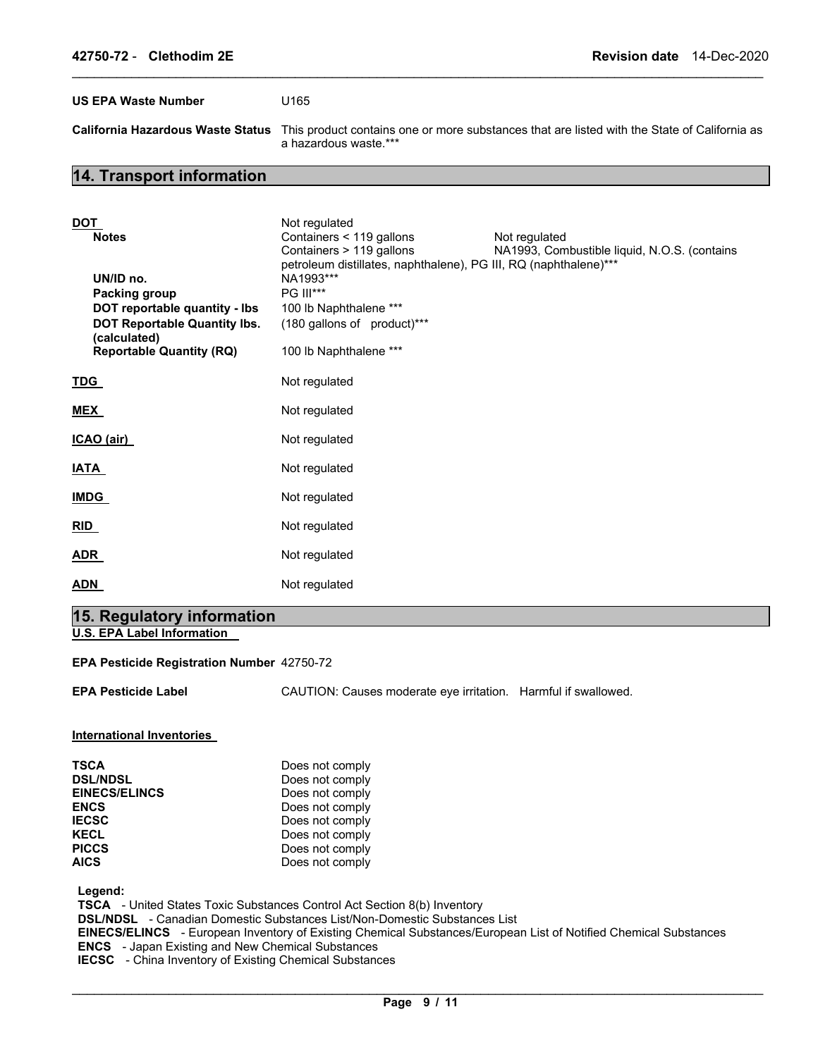**US EPA Waste Number** U165

**California Hazardous Waste Status** This product contains one or more substances that are listed with the State of California as a hazardous waste.***

## 14. Transport information

**DOT** Not regulated

| | | |
|---|---|---|
| **Notes** | Containers < 119 gallons | Not regulated |
| | Containers > 119 gallons | NA1993, Combustible liquid, N.O.S. (contains petroleum distillates, naphthalene), PG III, RQ (naphthalene)*** |
| **UN/ID no.** | NA1993*** | |
| **Packing group** | PG III*** | |
| **DOT reportable quantity - lbs** | 100 lb Naphthalene *** | |
| **DOT Reportable Quantity lbs. (calculated)** | (180 gallons of product)*** | |
| **Reportable Quantity (RQ)** | 100 lb Naphthalene *** | |

**TDG** Not regulated

**MEX** Not regulated

**ICAO (air)** Not regulated

**IATA** Not regulated

**IMDG** Not regulated

**RID** Not regulated

**ADR** Not regulated

**ADN** Not regulated

## 15. Regulatory information

**U.S. EPA Label Information**

**EPA Pesticide Registration Number** 42750-72

**EPA Pesticide Label** CAUTION: Causes moderate eye irritation. Harmful if swallowed.

**International Inventories**

| | |
|---|---|
| **TSCA** | Does not comply |
| **DSL/NDSL** | Does not comply |
| **EINECS/ELINCS** | Does not comply |
| **ENCS** | Does not comply |
| **IECSC** | Does not comply |
| **KECL** | Does not comply |
| **PICCS** | Does not comply |
| **AICS** | Does not comply |

**Legend:**

**TSCA** - United States Toxic Substances Control Act Section 8(b) Inventory
**DSL/NDSL** - Canadian Domestic Substances List/Non-Domestic Substances List
**EINECS/ELINCS** - European Inventory of Existing Chemical Substances/European List of Notified Chemical Substances
**ENCS** - Japan Existing and New Chemical Substances
**IECSC** - China Inventory of Existing Chemical Substances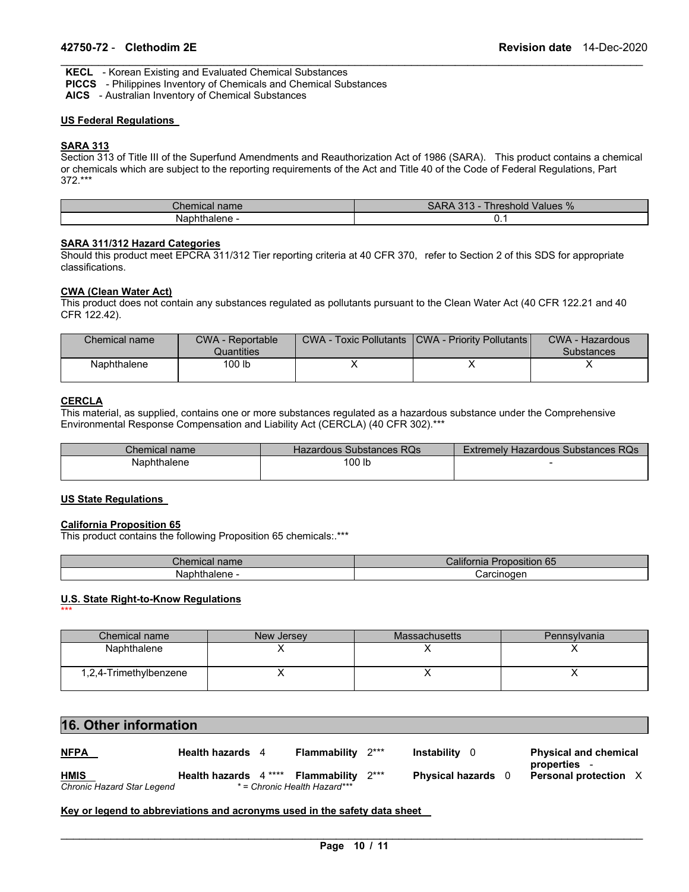**KECL** - Korean Existing and Evaluated Chemical Substances
**PICCS** - Philippines Inventory of Chemicals and Chemical Substances
**AICS** - Australian Inventory of Chemical Substances

**US Federal Regulations**

**SARA 313**

Section 313 of Title III of the Superfund Amendments and Reauthorization Act of 1986 (SARA). This product contains a chemical or chemicals which are subject to the reporting requirements of the Act and Title 40 of the Code of Federal Regulations, Part 372.***

| Chemical name | SARA 313 - Threshold Values % |
|---|---|
| Naphthalene - | 0.1 |

**SARA 311/312 Hazard Categories**

Should this product meet EPCRA 311/312 Tier reporting criteria at 40 CFR 370, refer to Section 2 of this SDS for appropriate classifications.

**CWA (Clean Water Act)**

This product does not contain any substances regulated as pollutants pursuant to the Clean Water Act (40 CFR 122.21 and 40 CFR 122.42).

| Chemical name | CWA - Reportable Quantities | CWA - Toxic Pollutants | CWA - Priority Pollutants | CWA - Hazardous Substances |
|---|---|---|---|---|
| Naphthalene | 100 lb | X | X | X |

**CERCLA**

This material, as supplied, contains one or more substances regulated as a hazardous substance under the Comprehensive Environmental Response Compensation and Liability Act (CERCLA) (40 CFR 302).***

| Chemical name | Hazardous Substances RQs | Extremely Hazardous Substances RQs |
|---|---|---|
| Naphthalene | 100 lb | - |

**US State Regulations**

**California Proposition 65**

This product contains the following Proposition 65 chemicals:.***

| Chemical name | California Proposition 65 |
|---|---|
| Naphthalene - | Carcinogen |

**U.S. State Right-to-Know Regulations**

***

| Chemical name | New Jersey | Massachusetts | Pennsylvania |
|---|---|---|---|
| Naphthalene | X | X | X |
| 1,2,4-Trimethylbenzene | X | X | X |

## 16. Other information

| | | | | |
|---|---|---|---|---|
| **NFPA** | **Health hazards** 4 | **Flammability** 2*** | **Instability** 0 | **Physical and chemical properties** - |
| **HMIS** | **Health hazards** 4 **** | **Flammability** 2*** | **Physical hazards** 0 | **Personal protection** X |

*Chronic Hazard Star Legend* * = Chronic Health Hazard***

**Key or legend to abbreviations and acronyms used in the safety data sheet**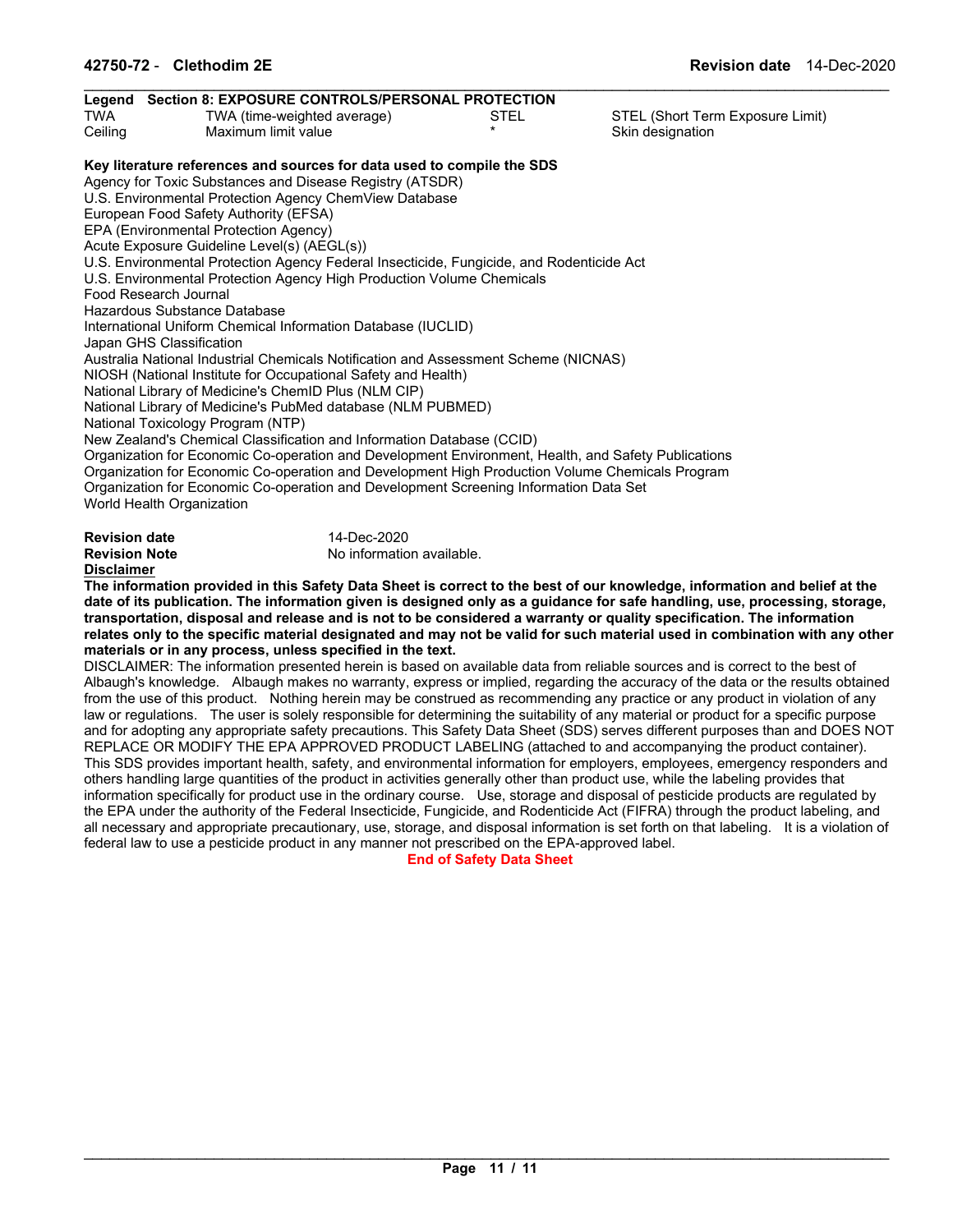**Legend Section 8: EXPOSURE CONTROLS/PERSONAL PROTECTION**

| | | | |
|---|---|---|---|
| TWA | TWA (time-weighted average) | STEL | STEL (Short Term Exposure Limit) |
| Ceiling | Maximum limit value | * | Skin designation |

**Key literature references and sources for data used to compile the SDS**

Agency for Toxic Substances and Disease Registry (ATSDR)
U.S. Environmental Protection Agency ChemView Database
European Food Safety Authority (EFSA)
EPA (Environmental Protection Agency)
Acute Exposure Guideline Level(s) (AEGL(s))
U.S. Environmental Protection Agency Federal Insecticide, Fungicide, and Rodenticide Act
U.S. Environmental Protection Agency High Production Volume Chemicals
Food Research Journal
Hazardous Substance Database
International Uniform Chemical Information Database (IUCLID)
Japan GHS Classification
Australia National Industrial Chemicals Notification and Assessment Scheme (NICNAS)
NIOSH (National Institute for Occupational Safety and Health)
National Library of Medicine's ChemID Plus (NLM CIP)
National Library of Medicine's PubMed database (NLM PUBMED)
National Toxicology Program (NTP)
New Zealand's Chemical Classification and Information Database (CCID)
Organization for Economic Co-operation and Development Environment, Health, and Safety Publications
Organization for Economic Co-operation and Development High Production Volume Chemicals Program
Organization for Economic Co-operation and Development Screening Information Data Set
World Health Organization

**Revision date** 14-Dec-2020
**Revision Note** No information available.

**Disclaimer**

**The information provided in this Safety Data Sheet is correct to the best of our knowledge, information and belief at the date of its publication. The information given is designed only as a guidance for safe handling, use, processing, storage, transportation, disposal and release and is not to be considered a warranty or quality specification. The information relates only to the specific material designated and may not be valid for such material used in combination with any other materials or in any process, unless specified in the text.**

DISCLAIMER: The information presented herein is based on available data from reliable sources and is correct to the best of Albaugh's knowledge. Albaugh makes no warranty, express or implied, regarding the accuracy of the data or the results obtained from the use of this product. Nothing herein may be construed as recommending any practice or any product in violation of any law or regulations. The user is solely responsible for determining the suitability of any material or product for a specific purpose and for adopting any appropriate safety precautions. This Safety Data Sheet (SDS) serves different purposes than and DOES NOT REPLACE OR MODIFY THE EPA APPROVED PRODUCT LABELING (attached to and accompanying the product container). This SDS provides important health, safety, and environmental information for employers, employees, emergency responders and others handling large quantities of the product in activities generally other than product use, while the labeling provides that information specifically for product use in the ordinary course. Use, storage and disposal of pesticide products are regulated by the EPA under the authority of the Federal Insecticide, Fungicide, and Rodenticide Act (FIFRA) through the product labeling, and all necessary and appropriate precautionary, use, storage, and disposal information is set forth on that labeling. It is a violation of federal law to use a pesticide product in any manner not prescribed on the EPA-approved label.

**End of Safety Data Sheet**